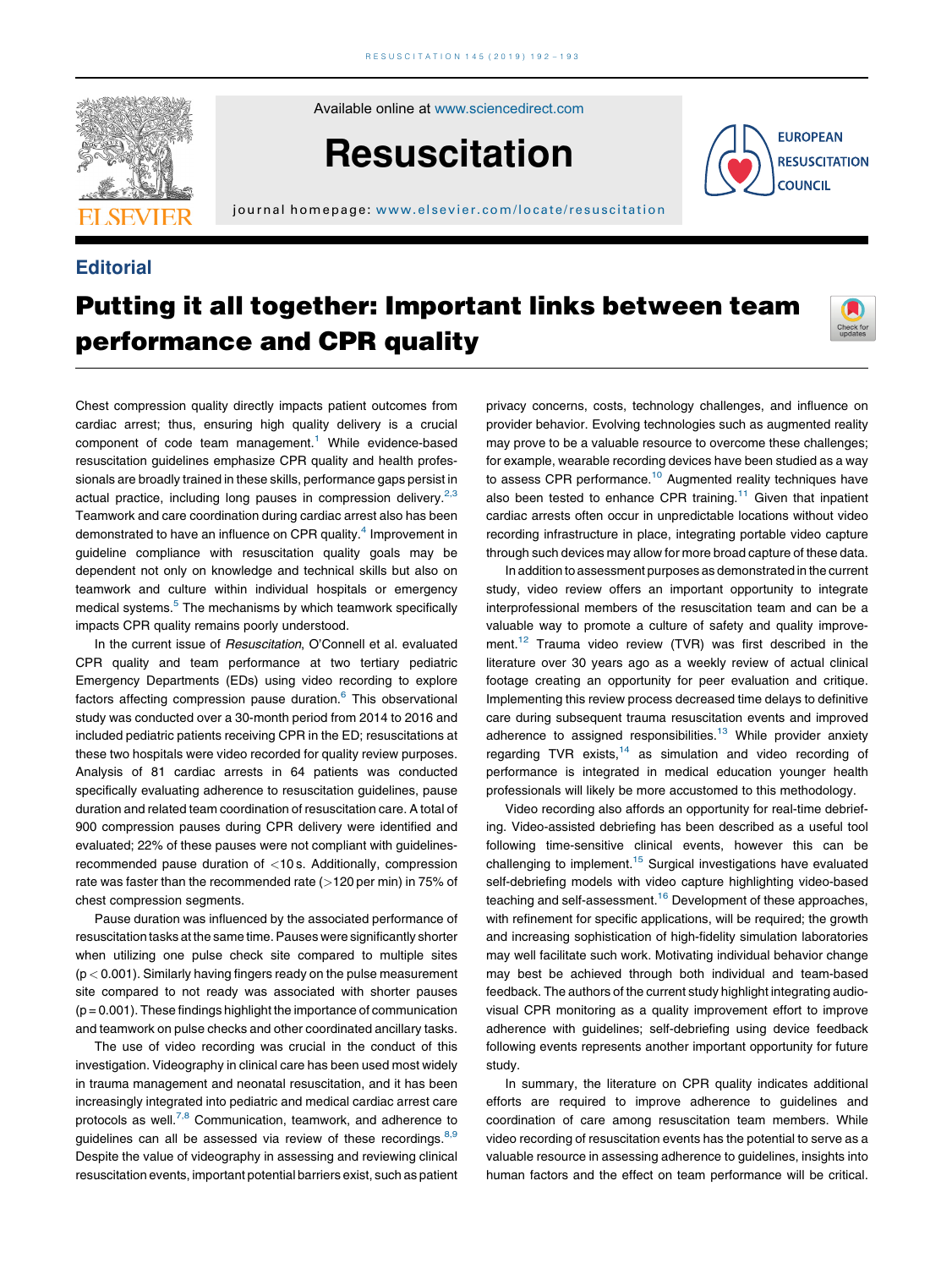Editorial

# Putting it all together: Important links between team performance and CPR quality

Chest compression quality directly impacts patient outcomes from cardiac arrest; thus, ensuring high quality delivery is a crucial component of code team management.[1] While evidence-based resuscitation guidelines emphasize CPR quality and health professionals are broadly trained in these skills, performance gaps persist in actual practice, including long pauses in compression delivery.[2,3] Teamwork and care coordination during cardiac arrest also has been demonstrated to have an influence on CPR quality.[4] Improvement in guideline compliance with resuscitation quality goals may be dependent not only on knowledge and technical skills but also on teamwork and culture within individual hospitals or emergency medical systems.[5] The mechanisms by which teamwork specifically impacts CPR quality remains poorly understood.

In the current issue of *Resuscitation*, O'Connell et al. evaluated CPR quality and team performance at two tertiary pediatric Emergency Departments (EDs) using video recording to explore factors affecting compression pause duration.[6] This observational study was conducted over a 30-month period from 2014 to 2016 and included pediatric patients receiving CPR in the ED; resuscitations at these two hospitals were video recorded for quality review purposes. Analysis of 81 cardiac arrests in 64 patients was conducted specifically evaluating adherence to resuscitation guidelines, pause duration and related team coordination of resuscitation care. A total of 900 compression pauses during CPR delivery were identified and evaluated; 22% of these pauses were not compliant with guidelines-recommended pause duration of <10 s. Additionally, compression rate was faster than the recommended rate (>120 per min) in 75% of chest compression segments.

Pause duration was influenced by the associated performance of resuscitation tasks at the same time. Pauses were significantly shorter when utilizing one pulse check site compared to multiple sites ($p < 0.001$). Similarly having fingers ready on the pulse measurement site compared to not ready was associated with shorter pauses ($p = 0.001$). These findings highlight the importance of communication and teamwork on pulse checks and other coordinated ancillary tasks.

The use of video recording was crucial in the conduct of this investigation. Videography in clinical care has been used most widely in trauma management and neonatal resuscitation, and it has been increasingly integrated into pediatric and medical cardiac arrest care protocols as well.[7,8] Communication, teamwork, and adherence to guidelines can all be assessed via review of these recordings.[8,9] Despite the value of videography in assessing and reviewing clinical resuscitation events, important potential barriers exist, such as patient privacy concerns, costs, technology challenges, and influence on provider behavior. Evolving technologies such as augmented reality may prove to be a valuable resource to overcome these challenges; for example, wearable recording devices have been studied as a way to assess CPR performance.[10] Augmented reality techniques have also been tested to enhance CPR training.[11] Given that inpatient cardiac arrests often occur in unpredictable locations without video recording infrastructure in place, integrating portable video capture through such devices may allow for more broad capture of these data.

In addition to assessment purposes as demonstrated in the current study, video review offers an important opportunity to integrate interprofessional members of the resuscitation team and can be a valuable way to promote a culture of safety and quality improvement.[12] Trauma video review (TVR) was first described in the literature over 30 years ago as a weekly review of actual clinical footage creating an opportunity for peer evaluation and critique. Implementing this review process decreased time delays to definitive care during subsequent trauma resuscitation events and improved adherence to assigned responsibilities.[13] While provider anxiety regarding TVR exists,[14] as simulation and video recording of performance is integrated in medical education younger health professionals will likely be more accustomed to this methodology.

Video recording also affords an opportunity for real-time debriefing. Video-assisted debriefing has been described as a useful tool following time-sensitive clinical events, however this can be challenging to implement.[15] Surgical investigations have evaluated self-debriefing models with video capture highlighting video-based teaching and self-assessment.[16] Development of these approaches, with refinement for specific applications, will be required; the growth and increasing sophistication of high-fidelity simulation laboratories may well facilitate such work. Motivating individual behavior change may best be achieved through both individual and team-based feedback. The authors of the current study highlight integrating audio-visual CPR monitoring as a quality improvement effort to improve adherence with guidelines; self-debriefing using device feedback following events represents another important opportunity for future study.

In summary, the literature on CPR quality indicates additional efforts are required to improve adherence to guidelines and coordination of care among resuscitation team members. While video recording of resuscitation events has the potential to serve as a valuable resource in assessing adherence to guidelines, insights into human factors and the effect on team performance will be critical.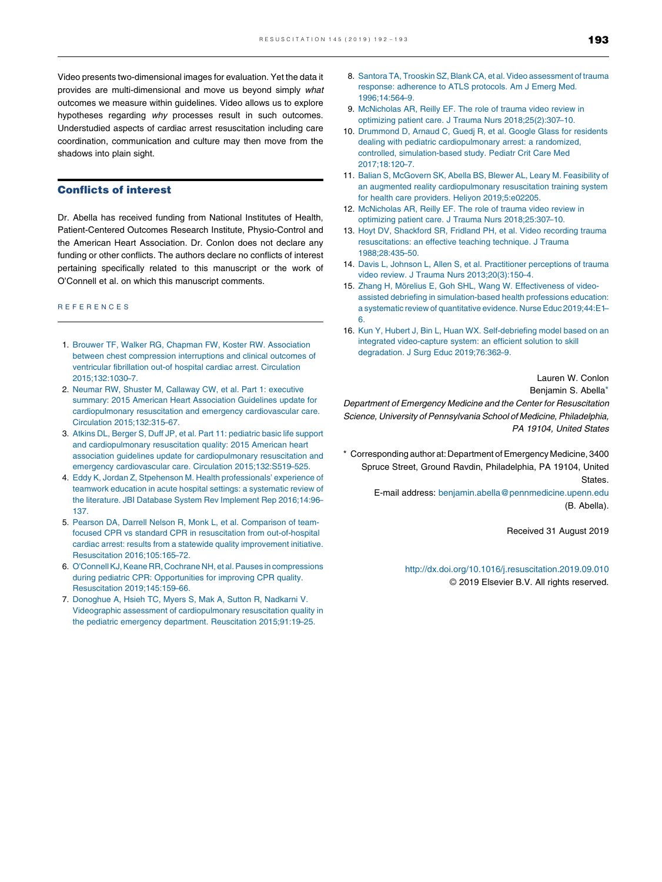Video presents two-dimensional images for evaluation. Yet the data it provides are multi-dimensional and move us beyond simply *what* outcomes we measure within guidelines. Video allows us to explore hypotheses regarding *why* processes result in such outcomes. Understudied aspects of cardiac arrest resuscitation including care coordination, communication and culture may then move from the shadows into plain sight.

## Conflicts of interest

Dr. Abella has received funding from National Institutes of Health, Patient-Centered Outcomes Research Institute, Physio-Control and the American Heart Association. Dr. Conlon does not declare any funding or other conflicts. The authors declare no conflicts of interest pertaining specifically related to this manuscript or the work of O'Connell et al. on which this manuscript comments.

## REFERENCES

1. Brouwer TF, Walker RG, Chapman FW, Koster RW. Association between chest compression interruptions and clinical outcomes of ventricular fibrillation out-of-hospital cardiac arrest. Circulation 2015;132:1030–7.
2. Neumar RW, Shuster M, Callaway CW, et al. Part 1: executive summary: 2015 American Heart Association Guidelines update for cardiopulmonary resuscitation and emergency cardiovascular care. Circulation 2015;132:315–67.
3. Atkins DL, Berger S, Duff JP, et al. Part 11: pediatric basic life support and cardiopulmonary resuscitation quality: 2015 American heart association guidelines update for cardiopulmonary resuscitation and emergency cardiovascular care. Circulation 2015;132:S519–525.
4. Eddy K, Jordan Z, Stpehenson M. Health professionals' experience of teamwork education in acute hospital settings: a systematic review of the literature. JBI Database System Rev Implement Rep 2016;14:96–137.
5. Pearson DA, Darrell Nelson R, Monk L, et al. Comparison of team-focused CPR vs standard CPR in resuscitation from out-of-hospital cardiac arrest: results from a statewide quality improvement initiative. Resuscitation 2016;105:165–72.
6. O'Connell KJ, Keane RR, Cochrane NH, et al. Pauses in compressions during pediatric CPR: Opportunities for improving CPR quality. Resuscitation 2019;145:159–66.
7. Donoghue A, Hsieh TC, Myers S, Mak A, Sutton R, Nadkarni V. Videographic assessment of cardiopulmonary resuscitation quality in the pediatric emergency department. Reuscitation 2015;91:19–25.
8. Santora TA, Trooskin SZ, Blank CA, et al. Video assessment of trauma response: adherence to ATLS protocols. Am J Emerg Med. 1996;14:564–9.
9. McNicholas AR, Reilly EF. The role of trauma video review in optimizing patient care. J Trauma Nurs 2018;25(2):307–10.
10. Drummond D, Arnaud C, Guedj R, et al. Google Glass for residents dealing with pediatric cardiopulmonary arrest: a randomized, controlled, simulation-based study. Pediatr Crit Care Med 2017;18:120–7.
11. Balian S, McGovern SK, Abella BS, Blewer AL, Leary M. Feasibility of an augmented reality cardiopulmonary resuscitation training system for health care providers. Heliyon 2019;5:e02205.
12. McNicholas AR, Reilly EF. The role of trauma video review in optimizing patient care. J Trauma Nurs 2018;25:307–10.
13. Hoyt DV, Shackford SR, Fridland PH, et al. Video recording trauma resuscitations: an effective teaching technique. J Trauma 1988;28:435–50.
14. Davis L, Johnson L, Allen S, et al. Practitioner perceptions of trauma video review. J Trauma Nurs 2013;20(3):150–4.
15. Zhang H, Mörelius E, Goh SHL, Wang W. Effectiveness of video-assisted debriefing in simulation-based health professions education: a systematic review of quantitative evidence. Nurse Educ 2019;44:E1–6.
16. Kun Y, Hubert J, Bin L, Huan WX. Self-debriefing model based on an integrated video-capture system: an efficient solution to skill degradation. J Surg Educ 2019;76:362–9.

Lauren W. Conlon
Benjamin S. Abella*

*Department of Emergency Medicine and the Center for Resuscitation Science, University of Pennsylvania School of Medicine, Philadelphia, PA 19104, United States*

\* Corresponding author at: Department of Emergency Medicine, 3400 Spruce Street, Ground Ravdin, Philadelphia, PA 19104, United States.
E-mail address: benjamin.abella@pennmedicine.upenn.edu (B. Abella).

Received 31 August 2019

http://dx.doi.org/10.1016/j.resuscitation.2019.09.010
© 2019 Elsevier B.V. All rights reserved.